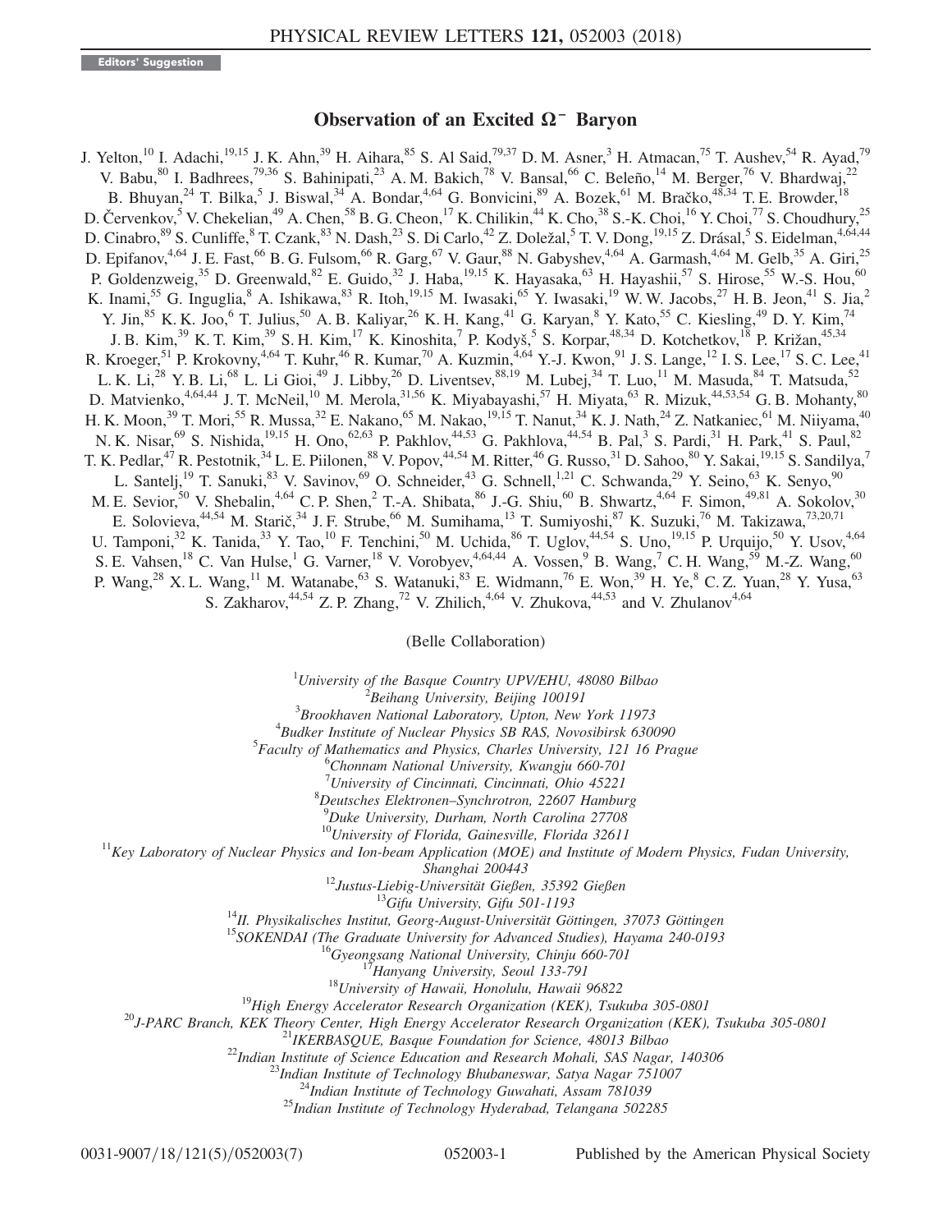Editors' Suggestion

# Observation of an Excited $\Omega^-$ Baryon

J. Yelton,[10] I. Adachi,[19,15] J. K. Ahn,[39] H. Aihara,[85] S. Al Said,[79,37] D. M. Asner,[3] H. Atmacan,[75] T. Aushev,[54] R. Ayad,[79] V. Babu,[80] I. Badhrees,[79,36] S. Bahinipati,[23] A. M. Bakich,[78] V. Bansal,[66] C. Beleño,[14] M. Berger,[76] V. Bhardwaj,[22] B. Bhuyan,[24] T. Bilka,[5] J. Biswal,[34] A. Bondar,[4,64] G. Bonvicini,[89] A. Bozek,[61] M. Bračko,[48,34] T. E. Browder,[18] D. Červenkov,[5] V. Chekelian,[49] A. Chen,[58] B. G. Cheon,[17] K. Chilikin,[44] K. Cho,[38] S.-K. Choi,[16] Y. Choi,[77] S. Choudhury,[25] D. Cinabro,[89] S. Cunliffe,[8] T. Czank,[83] N. Dash,[23] S. Di Carlo,[42] Z. Doležal,[5] T. V. Dong,[19,15] Z. Drásal,[5] S. Eidelman,[4,64,44] D. Epifanov,[4,64] J. E. Fast,[66] B. G. Fulsom,[66] R. Garg,[67] V. Gaur,[88] N. Gabyshev,[4,64] A. Garmash,[4,64] M. Gelb,[35] A. Giri,[25] P. Goldenzweig,[35] D. Greenwald,[82] E. Guido,[32] J. Haba,[19,15] K. Hayasaka,[63] H. Hayashii,[57] S. Hirose,[55] W.-S. Hou,[60] K. Inami,[55] G. Inguglia,[8] A. Ishikawa,[83] R. Itoh,[19,15] M. Iwasaki,[65] Y. Iwasaki,[19] W. W. Jacobs,[27] H. B. Jeon,[41] S. Jia,[2] Y. Jin,[85] K. K. Joo,[6] T. Julius,[50] A. B. Kaliyar,[26] K. H. Kang,[41] G. Karyan,[8] Y. Kato,[55] C. Kiesling,[49] D. Y. Kim,[74] J. B. Kim,[39] K. T. Kim,[39] S. H. Kim,[17] K. Kinoshita,[7] P. Kodyš,[5] S. Korpar,[48,34] D. Kotchetkov,[18] P. Križan,[45,34] R. Kroeger,[51] P. Krokovny,[4,64] T. Kuhr,[46] R. Kumar,[70] A. Kuzmin,[4,64] Y.-J. Kwon,[91] J. S. Lange,[12] I. S. Lee,[17] S. C. Lee,[41] L. K. Li,[28] Y. B. Li,[68] L. Li Gioi,[49] J. Libby,[26] D. Liventsev,[88,19] M. Lubej,[34] T. Luo,[11] M. Masuda,[84] T. Matsuda,[52] D. Matvienko,[4,64,44] J. T. McNeil,[10] M. Merola,[31,56] K. Miyabayashi,[57] H. Miyata,[63] R. Mizuk,[44,53,54] G. B. Mohanty,[80] H. K. Moon,[39] T. Mori,[55] R. Mussa,[32] E. Nakano,[65] M. Nakao,[19,15] T. Nanut,[34] K. J. Nath,[24] Z. Natkaniec,[61] M. Niiyama,[40] N. K. Nisar,[69] S. Nishida,[19,15] H. Ono,[62,63] P. Pakhlov,[44,53] G. Pakhlova,[44,54] B. Pal,[3] S. Pardi,[31] H. Park,[41] S. Paul,[82] T. K. Pedlar,[47] R. Pestotnik,[34] L. E. Piilonen,[88] V. Popov,[44,54] M. Ritter,[46] G. Russo,[31] D. Sahoo,[80] Y. Sakai,[19,15] S. Sandilya,[7] L. Santelj,[19] T. Sanuki,[83] V. Savinov,[69] O. Schneider,[43] G. Schnell,[1,21] C. Schwanda,[29] Y. Seino,[63] K. Senyo,[90] M. E. Sevior,[50] V. Shebalin,[4,64] C. P. Shen,[2] T.-A. Shibata,[86] J.-G. Shiu,[60] B. Shwartz,[4,64] F. Simon,[49,81] A. Sokolov,[30] E. Solovieva,[44,54] M. Starič,[34] J. F. Strube,[66] M. Sumihama,[13] T. Sumiyoshi,[87] K. Suzuki,[76] M. Takizawa,[73,20,71] U. Tamponi,[32] K. Tanida,[33] Y. Tao,[10] F. Tenchini,[50] M. Uchida,[86] T. Uglov,[44,54] S. Uno,[19,15] P. Urquijo,[50] Y. Usov,[4,64] S. E. Vahsen,[18] C. Van Hulse,[1] G. Varner,[18] V. Vorobyev,[4,64,44] A. Vossen,[9] B. Wang,[7] C. H. Wang,[59] M.-Z. Wang,[60] P. Wang,[28] X. L. Wang,[11] M. Watanabe,[63] S. Watanuki,[83] E. Widmann,[76] E. Won,[39] H. Ye,[8] C. Z. Yuan,[28] Y. Yusa,[63] S. Zakharov,[44,54] Z. P. Zhang,[72] V. Zhilich,[4,64] V. Zhukova,[44,53] and V. Zhulanov[4,64]

(Belle Collaboration)

[1]*University of the Basque Country UPV/EHU, 48080 Bilbao*
[2]*Beihang University, Beijing 100191*
[3]*Brookhaven National Laboratory, Upton, New York 11973*
[4]*Budker Institute of Nuclear Physics SB RAS, Novosibirsk 630090*
[5]*Faculty of Mathematics and Physics, Charles University, 121 16 Prague*
[6]*Chonnam National University, Kwangju 660-701*
[7]*University of Cincinnati, Cincinnati, Ohio 45221*
[8]*Deutsches Elektronen–Synchrotron, 22607 Hamburg*
[9]*Duke University, Durham, North Carolina 27708*
[10]*University of Florida, Gainesville, Florida 32611*
[11]*Key Laboratory of Nuclear Physics and Ion-beam Application (MOE) and Institute of Modern Physics, Fudan University, Shanghai 200443*
[12]*Justus-Liebig-Universität Gießen, 35392 Gießen*
[13]*Gifu University, Gifu 501-1193*
[14]*II. Physikalisches Institut, Georg-August-Universität Göttingen, 37073 Göttingen*
[15]*SOKENDAI (The Graduate University for Advanced Studies), Hayama 240-0193*
[16]*Gyeongsang National University, Chinju 660-701*
[17]*Hanyang University, Seoul 133-791*
[18]*University of Hawaii, Honolulu, Hawaii 96822*
[19]*High Energy Accelerator Research Organization (KEK), Tsukuba 305-0801*
[20]*J-PARC Branch, KEK Theory Center, High Energy Accelerator Research Organization (KEK), Tsukuba 305-0801*
[21]*IKERBASQUE, Basque Foundation for Science, 48013 Bilbao*
[22]*Indian Institute of Science Education and Research Mohali, SAS Nagar, 140306*
[23]*Indian Institute of Technology Bhubaneswar, Satya Nagar 751007*
[24]*Indian Institute of Technology Guwahati, Assam 781039*
[25]*Indian Institute of Technology Hyderabad, Telangana 502285*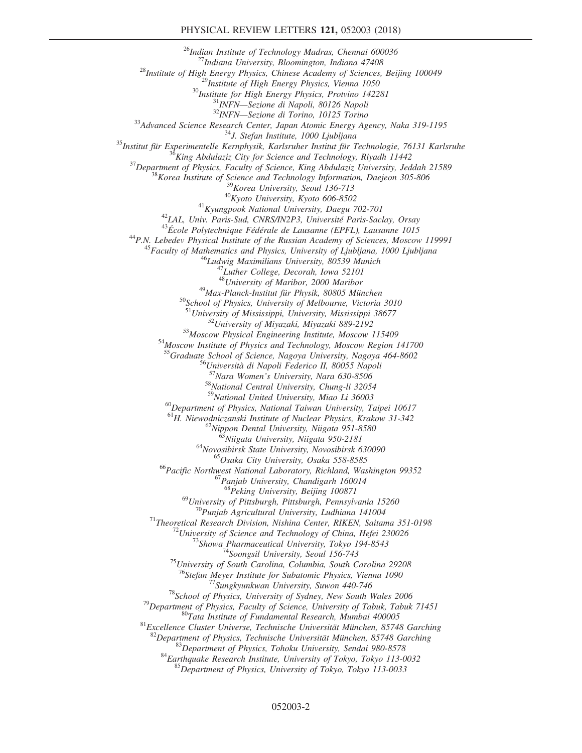[26]*Indian Institute of Technology Madras, Chennai 600036*
[27]*Indiana University, Bloomington, Indiana 47408*
[28]*Institute of High Energy Physics, Chinese Academy of Sciences, Beijing 100049*
[29]*Institute of High Energy Physics, Vienna 1050*
[30]*Institute for High Energy Physics, Protvino 142281*
[31]*INFN—Sezione di Napoli, 80126 Napoli*
[32]*INFN—Sezione di Torino, 10125 Torino*
[33]*Advanced Science Research Center, Japan Atomic Energy Agency, Naka 319-1195*
[34]*J. Stefan Institute, 1000 Ljubljana*
[35]*Institut für Experimentelle Kernphysik, Karlsruher Institut für Technologie, 76131 Karlsruhe*
[36]*King Abdulaziz City for Science and Technology, Riyadh 11442*
[37]*Department of Physics, Faculty of Science, King Abdulaziz University, Jeddah 21589*
[38]*Korea Institute of Science and Technology Information, Daejeon 305-806*
[39]*Korea University, Seoul 136-713*
[40]*Kyoto University, Kyoto 606-8502*
[41]*Kyungpook National University, Daegu 702-701*
[42]*LAL, Univ. Paris-Sud, CNRS/IN2P3, Université Paris-Saclay, Orsay*
[43]*École Polytechnique Fédérale de Lausanne (EPFL), Lausanne 1015*
[44]*P.N. Lebedev Physical Institute of the Russian Academy of Sciences, Moscow 119991*
[45]*Faculty of Mathematics and Physics, University of Ljubljana, 1000 Ljubljana*
[46]*Ludwig Maximilians University, 80539 Munich*
[47]*Luther College, Decorah, Iowa 52101*
[48]*University of Maribor, 2000 Maribor*
[49]*Max-Planck-Institut für Physik, 80805 München*
[50]*School of Physics, University of Melbourne, Victoria 3010*
[51]*University of Mississippi, University, Mississippi 38677*
[52]*University of Miyazaki, Miyazaki 889-2192*
[53]*Moscow Physical Engineering Institute, Moscow 115409*
[54]*Moscow Institute of Physics and Technology, Moscow Region 141700*
[55]*Graduate School of Science, Nagoya University, Nagoya 464-8602*
[56]*Università di Napoli Federico II, 80055 Napoli*
[57]*Nara Women's University, Nara 630-8506*
[58]*National Central University, Chung-li 32054*
[59]*National United University, Miao Li 36003*
[60]*Department of Physics, National Taiwan University, Taipei 10617*
[61]*H. Niewodniczanski Institute of Nuclear Physics, Krakow 31-342*
[62]*Nippon Dental University, Niigata 951-8580*
[63]*Niigata University, Niigata 950-2181*
[64]*Novosibirsk State University, Novosibirsk 630090*
[65]*Osaka City University, Osaka 558-8585*
[66]*Pacific Northwest National Laboratory, Richland, Washington 99352*
[67]*Panjab University, Chandigarh 160014*
[68]*Peking University, Beijing 100871*
[69]*University of Pittsburgh, Pittsburgh, Pennsylvania 15260*
[70]*Punjab Agricultural University, Ludhiana 141004*
[71]*Theoretical Research Division, Nishina Center, RIKEN, Saitama 351-0198*
[72]*University of Science and Technology of China, Hefei 230026*
[73]*Showa Pharmaceutical University, Tokyo 194-8543*
[74]*Soongsil University, Seoul 156-743*
[75]*University of South Carolina, Columbia, South Carolina 29208*
[76]*Stefan Meyer Institute for Subatomic Physics, Vienna 1090*
[77]*Sungkyunkwan University, Suwon 440-746*
[78]*School of Physics, University of Sydney, New South Wales 2006*
[79]*Department of Physics, Faculty of Science, University of Tabuk, Tabuk 71451*
[80]*Tata Institute of Fundamental Research, Mumbai 400005*
[81]*Excellence Cluster Universe, Technische Universität München, 85748 Garching*
[82]*Department of Physics, Technische Universität München, 85748 Garching*
[83]*Department of Physics, Tohoku University, Sendai 980-8578*
[84]*Earthquake Research Institute, University of Tokyo, Tokyo 113-0032*
[85]*Department of Physics, University of Tokyo, Tokyo 113-0033*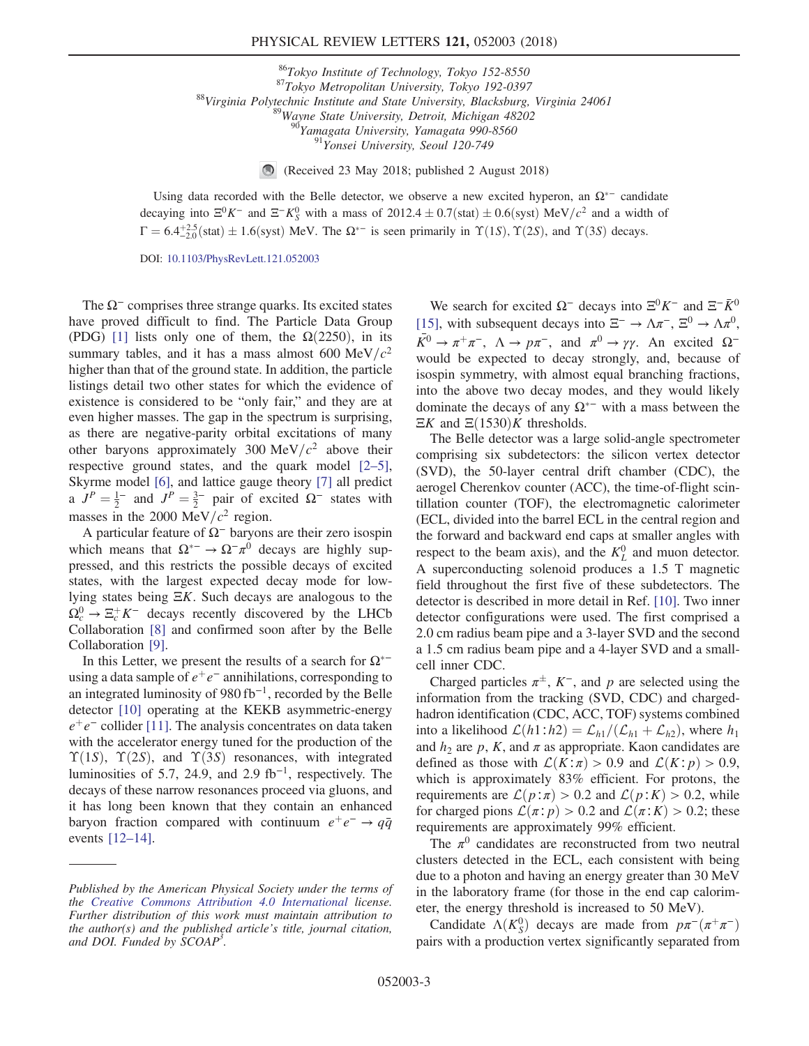[86]Tokyo Institute of Technology, Tokyo 152-8550
[87]Tokyo Metropolitan University, Tokyo 192-0397
[88]Virginia Polytechnic Institute and State University, Blacksburg, Virginia 24061
[89]Wayne State University, Detroit, Michigan 48202
[90]Yamagata University, Yamagata 990-8560
[91]Yonsei University, Seoul 120-749

(Received 23 May 2018; published 2 August 2018)

Using data recorded with the Belle detector, we observe a new excited hyperon, an $\Omega^{*-}$ candidate decaying into $\Xi^0 K^-$ and $\Xi^- K_S^0$ with a mass of $2012.4 \pm 0.7(\text{stat}) \pm 0.6(\text{syst})$ MeV$/c^2$ and a width of $\Gamma = 6.4^{+2.5}_{-2.0}(\text{stat}) \pm 1.6(\text{syst})$ MeV. The $\Omega^{*-}$ is seen primarily in $\Upsilon(1S)$, $\Upsilon(2S)$, and $\Upsilon(3S)$ decays.

DOI: 10.1103/PhysRevLett.121.052003

The $\Omega^-$ comprises three strange quarks. Its excited states have proved difficult to find. The Particle Data Group (PDG) [1] lists only one of them, the $\Omega(2250)$, in its summary tables, and it has a mass almost 600 MeV$/c^2$ higher than that of the ground state. In addition, the particle listings detail two other states for which the evidence of existence is considered to be "only fair," and they are at even higher masses. The gap in the spectrum is surprising, as there are negative-parity orbital excitations of many other baryons approximately 300 MeV$/c^2$ above their respective ground states, and the quark model [2–5], Skyrme model [6], and lattice gauge theory [7] all predict a $J^P = \frac{1}{2}^-$ and $J^P = \frac{3}{2}^-$ pair of excited $\Omega^-$ states with masses in the 2000 MeV$/c^2$ region.

A particular feature of $\Omega^-$ baryons are their zero isospin which means that $\Omega^{*-} \to \Omega^- \pi^0$ decays are highly suppressed, and this restricts the possible decays of excited states, with the largest expected decay mode for low-lying states being $\Xi K$. Such decays are analogous to the $\Omega_c^0 \to \Xi_c^+ K^-$ decays recently discovered by the LHCb Collaboration [8] and confirmed soon after by the Belle Collaboration [9].

In this Letter, we present the results of a search for $\Omega^{*-}$ using a data sample of $e^+e^-$ annihilations, corresponding to an integrated luminosity of 980 fb$^{-1}$, recorded by the Belle detector [10] operating at the KEKB asymmetric-energy $e^+e^-$ collider [11]. The analysis concentrates on data taken with the accelerator energy tuned for the production of the $\Upsilon(1S)$, $\Upsilon(2S)$, and $\Upsilon(3S)$ resonances, with integrated luminosities of 5.7, 24.9, and 2.9 fb$^{-1}$, respectively. The decays of these narrow resonances proceed via gluons, and it has long been known that they contain an enhanced baryon fraction compared with continuum $e^+e^- \to q\bar{q}$ events [12–14].

We search for excited $\Omega^-$ decays into $\Xi^0 K^-$ and $\Xi^- \bar{K}^0$ [15], with subsequent decays into $\Xi^- \to \Lambda\pi^-$, $\Xi^0 \to \Lambda\pi^0$, $\bar{K}^0 \to \pi^+\pi^-$, $\Lambda \to p\pi^-$, and $\pi^0 \to \gamma\gamma$. An excited $\Omega^-$ would be expected to decay strongly, and, because of isospin symmetry, with almost equal branching fractions, into the above two decay modes, and they would likely dominate the decays of any $\Omega^{*-}$ with a mass between the $\Xi K$ and $\Xi(1530)K$ thresholds.

The Belle detector was a large solid-angle spectrometer comprising six subdetectors: the silicon vertex detector (SVD), the 50-layer central drift chamber (CDC), the aerogel Cherenkov counter (ACC), the time-of-flight scintillation counter (TOF), the electromagnetic calorimeter (ECL, divided into the barrel ECL in the central region and the forward and backward end caps at smaller angles with respect to the beam axis), and the $K_L^0$ and muon detector. A superconducting solenoid produces a 1.5 T magnetic field throughout the first five of these subdetectors. The detector is described in more detail in Ref. [10]. Two inner detector configurations were used. The first comprised a 2.0 cm radius beam pipe and a 3-layer SVD and the second a 1.5 cm radius beam pipe and a 4-layer SVD and a small-cell inner CDC.

Charged particles $\pi^\pm$, $K^-$, and $p$ are selected using the information from the tracking (SVD, CDC) and charged-hadron identification (CDC, ACC, TOF) systems combined into a likelihood $\mathcal{L}(h1\!:\!h2) = \mathcal{L}_{h1}/(\mathcal{L}_{h1} + \mathcal{L}_{h2})$, where $h_1$ and $h_2$ are $p$, $K$, and $\pi$ as appropriate. Kaon candidates are defined as those with $\mathcal{L}(K\!:\!\pi) > 0.9$ and $\mathcal{L}(K\!:\!p) > 0.9$, which is approximately 83% efficient. For protons, the requirements are $\mathcal{L}(p\!:\!\pi) > 0.2$ and $\mathcal{L}(p\!:\!K) > 0.2$, while for charged pions $\mathcal{L}(\pi\!:\!p) > 0.2$ and $\mathcal{L}(\pi\!:\!K) > 0.2$; these requirements are approximately 99% efficient.

The $\pi^0$ candidates are reconstructed from two neutral clusters detected in the ECL, each consistent with being due to a photon and having an energy greater than 30 MeV in the laboratory frame (for those in the end cap calorimeter, the energy threshold is increased to 50 MeV).

Candidate $\Lambda(K_S^0)$ decays are made from $p\pi^-(\pi^+\pi^-)$ pairs with a production vertex significantly separated from

*Published by the American Physical Society under the terms of the Creative Commons Attribution 4.0 International license. Further distribution of this work must maintain attribution to the author(s) and the published article's title, journal citation, and DOI. Funded by SCOAP[3].*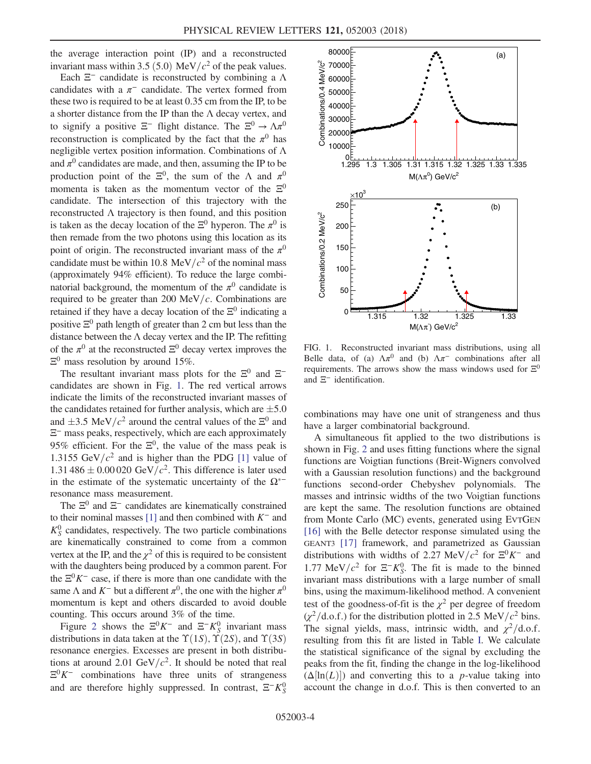the average interaction point (IP) and a reconstructed invariant mass within 3.5 (5.0) $\mathrm{MeV}/c^2$ of the peak values.

Each $\Xi^-$ candidate is reconstructed by combining a $\Lambda$ candidates with a $\pi^-$ candidate. The vertex formed from these two is required to be at least 0.35 cm from the IP, to be a shorter distance from the IP than the $\Lambda$ decay vertex, and to signify a positive $\Xi^-$ flight distance. The $\Xi^0 \to \Lambda\pi^0$ reconstruction is complicated by the fact that the $\pi^0$ has negligible vertex position information. Combinations of $\Lambda$ and $\pi^0$ candidates are made, and then, assuming the IP to be production point of the $\Xi^0$, the sum of the $\Lambda$ and $\pi^0$ momenta is taken as the momentum vector of the $\Xi^0$ candidate. The intersection of this trajectory with the reconstructed $\Lambda$ trajectory is then found, and this position is taken as the decay location of the $\Xi^0$ hyperon. The $\pi^0$ is then remade from the two photons using this location as its point of origin. The reconstructed invariant mass of the $\pi^0$ candidate must be within 10.8 $\mathrm{MeV}/c^2$ of the nominal mass (approximately 94% efficient). To reduce the large combinatorial background, the momentum of the $\pi^0$ candidate is required to be greater than 200 $\mathrm{MeV}/c$. Combinations are retained if they have a decay location of the $\Xi^0$ indicating a positive $\Xi^0$ path length of greater than 2 cm but less than the distance between the $\Lambda$ decay vertex and the IP. The refitting of the $\pi^0$ at the reconstructed $\Xi^0$ decay vertex improves the $\Xi^0$ mass resolution by around 15%.

The resultant invariant mass plots for the $\Xi^0$ and $\Xi^-$ candidates are shown in Fig. 1. The red vertical arrows indicate the limits of the reconstructed invariant masses of the candidates retained for further analysis, which are $\pm 5.0$ and $\pm 3.5$ $\mathrm{MeV}/c^2$ around the central values of the $\Xi^0$ and $\Xi^-$ mass peaks, respectively, which are each approximately 95% efficient. For the $\Xi^0$, the value of the mass peak is 1.3155 $\mathrm{GeV}/c^2$ and is higher than the PDG [1] value of $1.31486 \pm 0.00020$ $\mathrm{GeV}/c^2$. This difference is later used in the estimate of the systematic uncertainty of the $\Omega^{*-}$ resonance mass measurement.

The $\Xi^0$ and $\Xi^-$ candidates are kinematically constrained to their nominal masses [1] and then combined with $K^-$ and $K_S^0$ candidates, respectively. The two particle combinations are kinematically constrained to come from a common vertex at the IP, and the $\chi^2$ of this is required to be consistent with the daughters being produced by a common parent. For the $\Xi^0 K^-$ case, if there is more than one candidate with the same $\Lambda$ and $K^-$ but a different $\pi^0$, the one with the higher $\pi^0$ momentum is kept and others discarded to avoid double counting. This occurs around 3% of the time.

Figure 2 shows the $\Xi^0 K^-$ and $\Xi^- K_S^0$ invariant mass distributions in data taken at the $\Upsilon(1S)$, $\Upsilon(2S)$, and $\Upsilon(3S)$ resonance energies. Excesses are present in both distributions at around 2.01 $\mathrm{GeV}/c^2$. It should be noted that real $\Xi^0 K^-$ combinations have three units of strangeness and are therefore highly suppressed. In contrast, $\Xi^- K_S^0$ combinations may have one unit of strangeness and thus have a larger combinatorial background.

FIG. 1. Reconstructed invariant mass distributions, using all Belle data, of (a) $\Lambda\pi^0$ and (b) $\Lambda\pi^-$ combinations after all requirements. The arrows show the mass windows used for $\Xi^0$ and $\Xi^-$ identification.

A simultaneous fit applied to the two distributions is shown in Fig. 2 and uses fitting functions where the signal functions are Voigtian functions (Breit-Wigners convolved with a Gaussian resolution functions) and the background functions second-order Chebyshev polynomials. The masses and intrinsic widths of the two Voigtian functions are kept the same. The resolution functions are obtained from Monte Carlo (MC) events, generated using EvtGen [16] with the Belle detector response simulated using the GEANT3 [17] framework, and parametrized as Gaussian distributions with widths of 2.27 $\mathrm{MeV}/c^2$ for $\Xi^0 K^-$ and 1.77 $\mathrm{MeV}/c^2$ for $\Xi^- K_S^0$. The fit is made to the binned invariant mass distributions with a large number of small bins, using the maximum-likelihood method. A convenient test of the goodness-of-fit is the $\chi^2$ per degree of freedom ($\chi^2$/d.o.f.) for the distribution plotted in 2.5 $\mathrm{MeV}/c^2$ bins. The signal yields, mass, intrinsic width, and $\chi^2$/d.o.f. resulting from this fit are listed in Table I. We calculate the statistical significance of the signal by excluding the peaks from the fit, finding the change in the log-likelihood ($\Delta[\ln(L)]$) and converting this to a $p$-value taking into account the change in d.o.f. This is then converted to an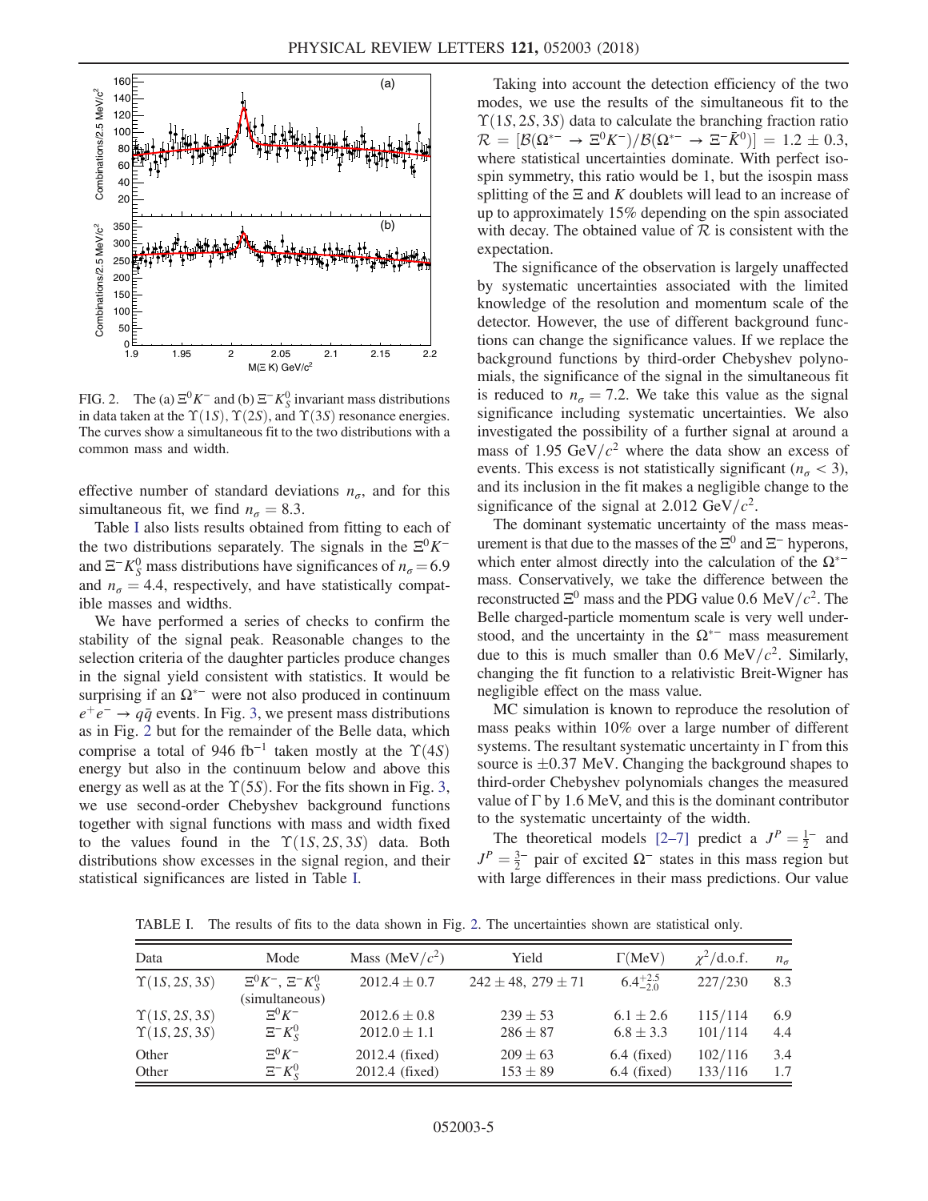FIG. 2. The (a) $\Xi^0 K^-$ and (b) $\Xi^- K_S^0$ invariant mass distributions in data taken at the $\Upsilon(1S)$, $\Upsilon(2S)$, and $\Upsilon(3S)$ resonance energies. The curves show a simultaneous fit to the two distributions with a common mass and width.

effective number of standard deviations $n_\sigma$, and for this simultaneous fit, we find $n_\sigma = 8.3$.

Table I also lists results obtained from fitting to each of the two distributions separately. The signals in the $\Xi^0 K^-$ and $\Xi^- K_S^0$ mass distributions have significances of $n_\sigma = 6.9$ and $n_\sigma = 4.4$, respectively, and have statistically compatible masses and widths.

We have performed a series of checks to confirm the stability of the signal peak. Reasonable changes to the selection criteria of the daughter particles produce changes in the signal yield consistent with statistics. It would be surprising if an $\Omega^{*-}$ were not also produced in continuum $e^+e^- \to q\bar{q}$ events. In Fig. 3, we present mass distributions as in Fig. 2 but for the remainder of the Belle data, which comprise a total of 946 $\text{fb}^{-1}$ taken mostly at the $\Upsilon(4S)$ energy but also in the continuum below and above this energy as well as at the $\Upsilon(5S)$. For the fits shown in Fig. 3, we use second-order Chebyshev background functions together with signal functions with mass and width fixed to the values found in the $\Upsilon(1S, 2S, 3S)$ data. Both distributions show excesses in the signal region, and their statistical significances are listed in Table I.

Taking into account the detection efficiency of the two modes, we use the results of the simultaneous fit to the $\Upsilon(1S, 2S, 3S)$ data to calculate the branching fraction ratio $\mathcal{R} = [\mathcal{B}(\Omega^{*-} \to \Xi^0 K^-)/\mathcal{B}(\Omega^{*-} \to \Xi^- \bar{K}^0)] = 1.2 \pm 0.3$, where statistical uncertainties dominate. With perfect isospin symmetry, this ratio would be 1, but the isospin mass splitting of the $\Xi$ and $K$ doublets will lead to an increase of up to approximately 15% depending on the spin associated with decay. The obtained value of $\mathcal{R}$ is consistent with the expectation.

The significance of the observation is largely unaffected by systematic uncertainties associated with the limited knowledge of the resolution and momentum scale of the detector. However, the use of different background functions can change the significance values. If we replace the background functions by third-order Chebyshev polynomials, the significance of the signal in the simultaneous fit is reduced to $n_\sigma = 7.2$. We take this value as the signal significance including systematic uncertainties. We also investigated the possibility of a further signal at around a mass of 1.95 $\text{GeV}/c^2$ where the data show an excess of events. This excess is not statistically significant ($n_\sigma < 3$), and its inclusion in the fit makes a negligible change to the significance of the signal at 2.012 $\text{GeV}/c^2$.

The dominant systematic uncertainty of the mass measurement is that due to the masses of the $\Xi^0$ and $\Xi^-$ hyperons, which enter almost directly into the calculation of the $\Omega^{*-}$ mass. Conservatively, we take the difference between the reconstructed $\Xi^0$ mass and the PDG value 0.6 $\text{MeV}/c^2$. The Belle charged-particle momentum scale is very well understood, and the uncertainty in the $\Omega^{*-}$ mass measurement due to this is much smaller than 0.6 $\text{MeV}/c^2$. Similarly, changing the fit function to a relativistic Breit-Wigner has negligible effect on the mass value.

MC simulation is known to reproduce the resolution of mass peaks within 10% over a large number of different systems. The resultant systematic uncertainty in $\Gamma$ from this source is $\pm 0.37$ MeV. Changing the background shapes to third-order Chebyshev polynomials changes the measured value of $\Gamma$ by 1.6 MeV, and this is the dominant contributor to the systematic uncertainty of the width.

The theoretical models [2–7] predict a $J^P = \frac{1}{2}^-$ and $J^P = \frac{3}{2}^-$ pair of excited $\Omega^-$ states in this mass region but with large differences in their mass predictions. Our value

TABLE I. The results of fits to the data shown in Fig. 2. The uncertainties shown are statistical only.

| Data | Mode | Mass ($\text{MeV}/c^2$) | Yield | $\Gamma$(MeV) | $\chi^2$/d.o.f. | $n_\sigma$ |
|---|---|---|---|---|---|---|
| $\Upsilon(1S, 2S, 3S)$ | $\Xi^0 K^-$, $\Xi^- K_S^0$ (simultaneous) | $2012.4 \pm 0.7$ | $242 \pm 48$, $279 \pm 71$ | $6.4^{+2.5}_{-2.0}$ | 227/230 | 8.3 |
| $\Upsilon(1S, 2S, 3S)$ | $\Xi^0 K^-$ | $2012.6 \pm 0.8$ | $239 \pm 53$ | $6.1 \pm 2.6$ | 115/114 | 6.9 |
| $\Upsilon(1S, 2S, 3S)$ | $\Xi^- K_S^0$ | $2012.0 \pm 1.1$ | $286 \pm 87$ | $6.8 \pm 3.3$ | 101/114 | 4.4 |
| Other | $\Xi^0 K^-$ | 2012.4 (fixed) | $209 \pm 63$ | 6.4 (fixed) | 102/116 | 3.4 |
| Other | $\Xi^- K_S^0$ | 2012.4 (fixed) | $153 \pm 89$ | 6.4 (fixed) | 133/116 | 1.7 |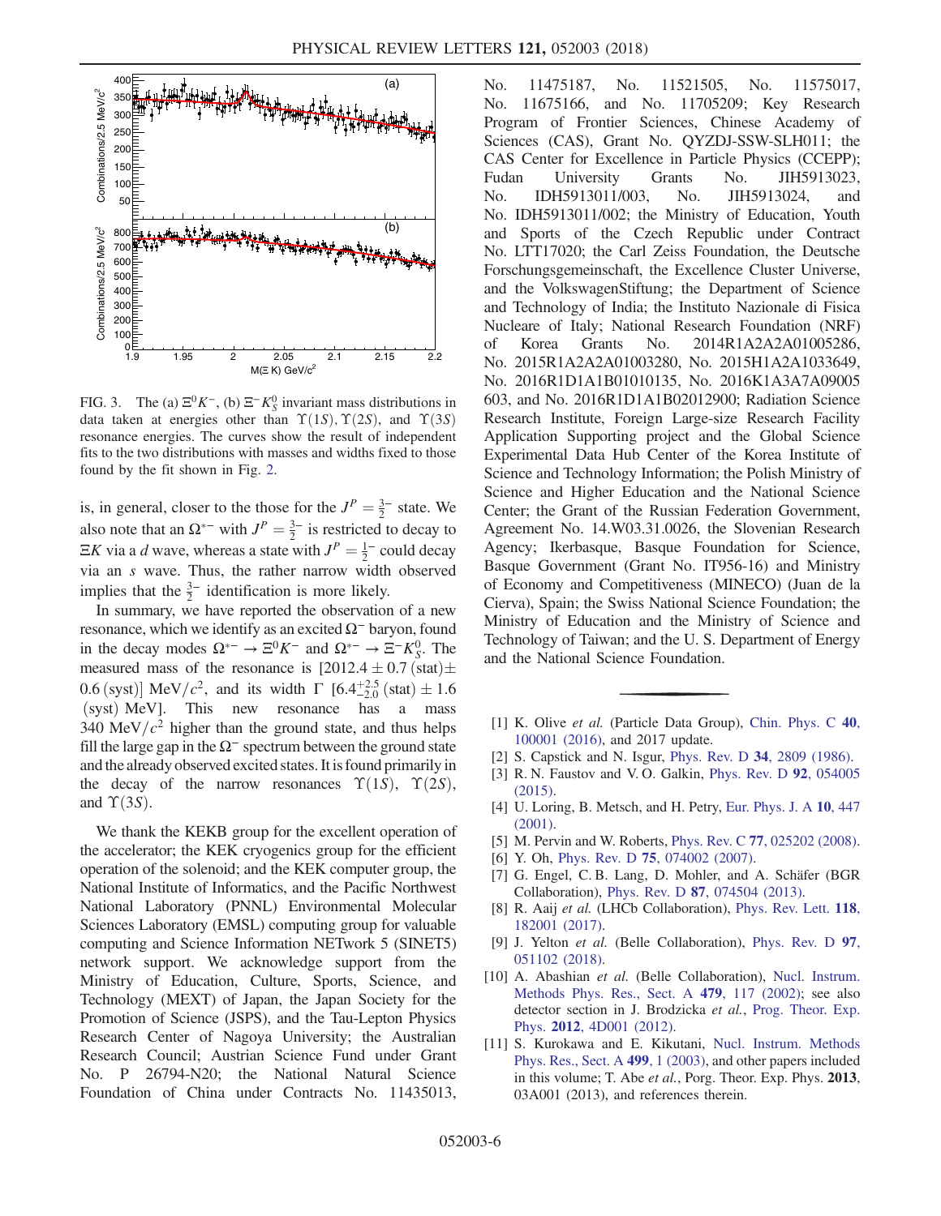FIG. 3. The (a) $\Xi^0 K^-$, (b) $\Xi^- K_S^0$ invariant mass distributions in data taken at energies other than $\Upsilon(1S)$, $\Upsilon(2S)$, and $\Upsilon(3S)$ resonance energies. The curves show the result of independent fits to the two distributions with masses and widths fixed to those found by the fit shown in Fig. 2.

is, in general, closer to the those for the $J^P = \frac{3}{2}^-$ state. We also note that an $\Omega^{*-}$ with $J^P = \frac{3}{2}^-$ is restricted to decay to $\Xi K$ via a $d$ wave, whereas a state with $J^P = \frac{1}{2}^-$ could decay via an $s$ wave. Thus, the rather narrow width observed implies that the $\frac{3}{2}^-$ identification is more likely.

In summary, we have reported the observation of a new resonance, which we identify as an excited $\Omega^-$ baryon, found in the decay modes $\Omega^{*-} \to \Xi^0 K^-$ and $\Omega^{*-} \to \Xi^- K_S^0$. The measured mass of the resonance is $[2012.4 \pm 0.7\,(\text{stat}) \pm 0.6\,(\text{syst})]$ MeV/$c^2$, and its width $\Gamma$ $[6.4^{+2.5}_{-2.0}\,(\text{stat}) \pm 1.6\,(\text{syst})$ MeV$]$. This new resonance has a mass 340 MeV/$c^2$ higher than the ground state, and thus helps fill the large gap in the $\Omega^-$ spectrum between the ground state and the already observed excited states. It is found primarily in the decay of the narrow resonances $\Upsilon(1S)$, $\Upsilon(2S)$, and $\Upsilon(3S)$.

We thank the KEKB group for the excellent operation of the accelerator; the KEK cryogenics group for the efficient operation of the solenoid; and the KEK computer group, the National Institute of Informatics, and the Pacific Northwest National Laboratory (PNNL) Environmental Molecular Sciences Laboratory (EMSL) computing group for valuable computing and Science Information NETwork 5 (SINET5) network support. We acknowledge support from the Ministry of Education, Culture, Sports, Science, and Technology (MEXT) of Japan, the Japan Society for the Promotion of Science (JSPS), and the Tau-Lepton Physics Research Center of Nagoya University; the Australian Research Council; Austrian Science Fund under Grant No. P 26794-N20; the National Natural Science Foundation of China under Contracts No. 11435013, No. 11475187, No. 11521505, No. 11575017, No. 11675166, and No. 11705209; Key Research Program of Frontier Sciences, Chinese Academy of Sciences (CAS), Grant No. QYZDJ-SSW-SLH011; the CAS Center for Excellence in Particle Physics (CCEPP); Fudan University Grants No. JIH5913023, No. IDH5913011/003, No. JIH5913024, and No. IDH5913011/002; the Ministry of Education, Youth and Sports of the Czech Republic under Contract No. LTT17020; the Carl Zeiss Foundation, the Deutsche Forschungsgemeinschaft, the Excellence Cluster Universe, and the VolkswagenStiftung; the Department of Science and Technology of India; the Instituto Nazionale di Fisica Nucleare of Italy; National Research Foundation (NRF) of Korea Grants No. 2014R1A2A2A01005286, No. 2015R1A2A2A01003280, No. 2015H1A2A1033649, No. 2016R1D1A1B01010135, No. 2016K1A3A7A09005603, and No. 2016R1D1A1B02012900; Radiation Science Research Institute, Foreign Large-size Research Facility Application Supporting project and the Global Science Experimental Data Hub Center of the Korea Institute of Science and Technology Information; the Polish Ministry of Science and Higher Education and the National Science Center; the Grant of the Russian Federation Government, Agreement No. 14.W03.31.0026, the Slovenian Research Agency; Ikerbasque, Basque Foundation for Science, Basque Government (Grant No. IT956-16) and Ministry of Economy and Competitiveness (MINECO) (Juan de la Cierva), Spain; the Swiss National Science Foundation; the Ministry of Education and the Ministry of Science and Technology of Taiwan; and the U. S. Department of Energy and the National Science Foundation.

---

[1] K. Olive *et al.* (Particle Data Group), Chin. Phys. C **40**, 100001 (2016), and 2017 update.

[2] S. Capstick and N. Isgur, Phys. Rev. D **34**, 2809 (1986).

[3] R. N. Faustov and V. O. Galkin, Phys. Rev. D **92**, 054005 (2015).

[4] U. Loring, B. Metsch, and H. Petry, Eur. Phys. J. A **10**, 447 (2001).

[5] M. Pervin and W. Roberts, Phys. Rev. C **77**, 025202 (2008).

[6] Y. Oh, Phys. Rev. D **75**, 074002 (2007).

[7] G. Engel, C. B. Lang, D. Mohler, and A. Schäfer (BGR Collaboration), Phys. Rev. D **87**, 074504 (2013).

[8] R. Aaij *et al.* (LHCb Collaboration), Phys. Rev. Lett. **118**, 182001 (2017).

[9] J. Yelton *et al.* (Belle Collaboration), Phys. Rev. D **97**, 051102 (2018).

[10] A. Abashian *et al.* (Belle Collaboration), Nucl. Instrum. Methods Phys. Res., Sect. A **479**, 117 (2002); see also detector section in J. Brodzicka *et al.*, Prog. Theor. Exp. Phys. **2012**, 4D001 (2012).

[11] S. Kurokawa and E. Kikutani, Nucl. Instrum. Methods Phys. Res., Sect. A **499**, 1 (2003), and other papers included in this volume; T. Abe *et al.*, Porg. Theor. Exp. Phys. **2013**, 03A001 (2013), and references therein.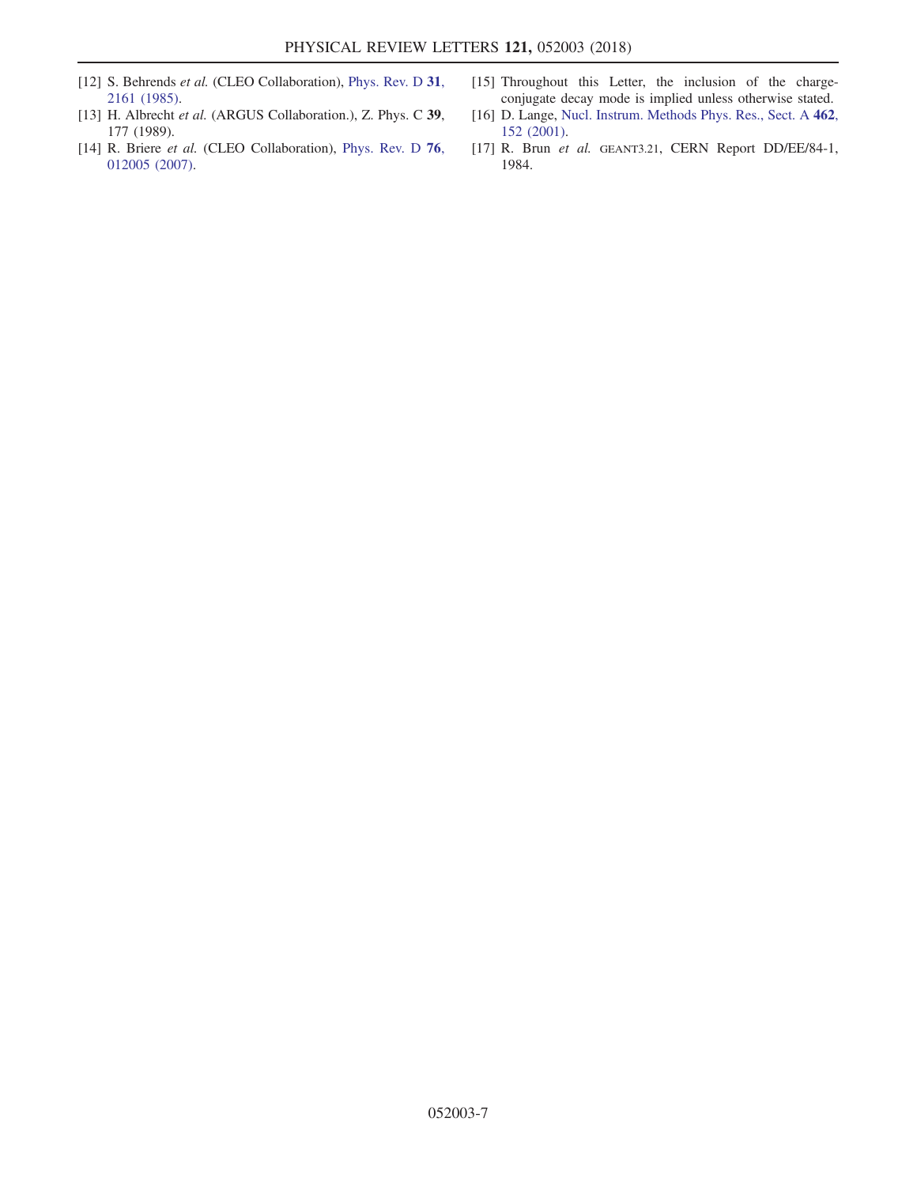[12] S. Behrends *et al.* (CLEO Collaboration), Phys. Rev. D **31**, 2161 (1985).

[13] H. Albrecht *et al.* (ARGUS Collaboration.), Z. Phys. C **39**, 177 (1989).

[14] R. Briere *et al.* (CLEO Collaboration), Phys. Rev. D **76**, 012005 (2007).

[15] Throughout this Letter, the inclusion of the charge-conjugate decay mode is implied unless otherwise stated.

[16] D. Lange, Nucl. Instrum. Methods Phys. Res., Sect. A **462**, 152 (2001).

[17] R. Brun *et al.* GEANT3.21, CERN Report DD/EE/84-1, 1984.